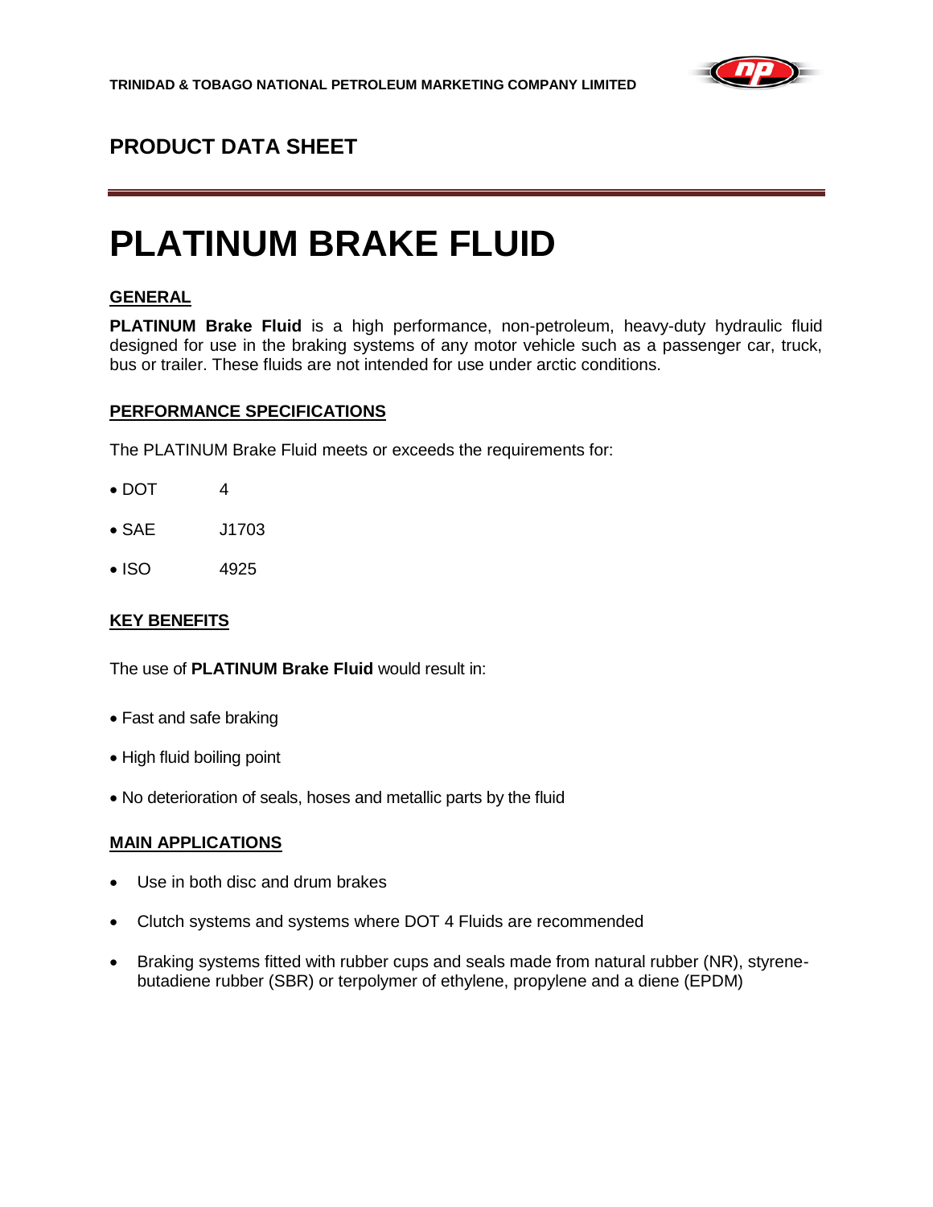TRINIDAD & TOBAGO NATIONAL PETROLEUM MARKETING COMPANY LIMITED

## PRODUCT DATA SHEET

# PLATINUM BRAKE FLUID

### GENERAL

**PLATINUM Brake Fluid** is a high performance, non-petroleum, heavy-duty hydraulic fluid designed for use in the braking systems of any motor vehicle such as a passenger car, truck, bus or trailer. These fluids are not intended for use under arctic conditions.

### PERFORMANCE SPECIFICATIONS

The PLATINUM Brake Fluid meets or exceeds the requirements for:

- DOT 4
- SAE J1703
- ISO 4925

### KEY BENEFITS

The use of **PLATINUM Brake Fluid** would result in:

- Fast and safe braking
- High fluid boiling point
- No deterioration of seals, hoses and metallic parts by the fluid

### MAIN APPLICATIONS

- Use in both disc and drum brakes
- Clutch systems and systems where DOT 4 Fluids are recommended
- Braking systems fitted with rubber cups and seals made from natural rubber (NR), styrene-butadiene rubber (SBR) or terpolymer of ethylene, propylene and a diene (EPDM)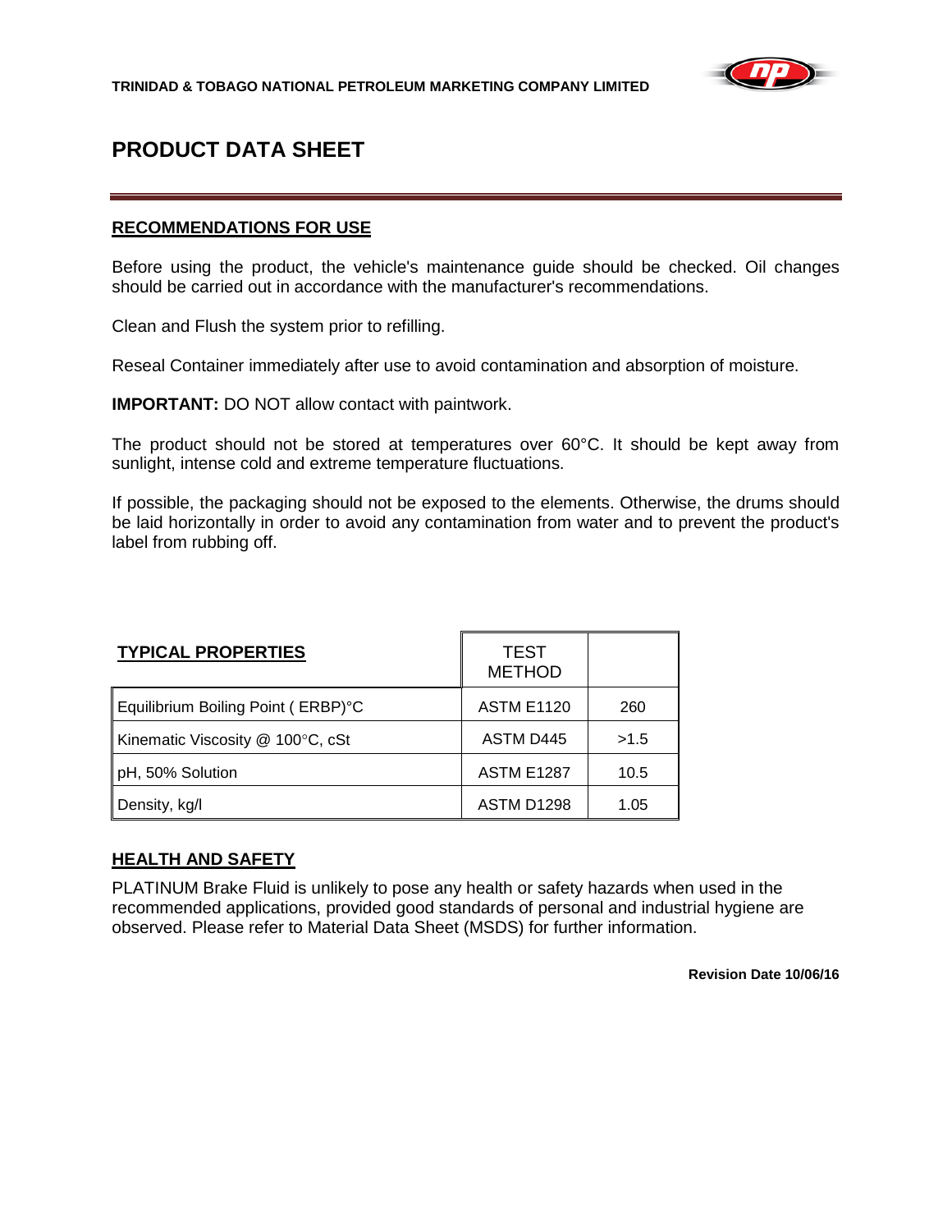# PRODUCT DATA SHEET

## RECOMMENDATIONS FOR USE

Before using the product, the vehicle's maintenance guide should be checked. Oil changes should be carried out in accordance with the manufacturer's recommendations.

Clean and Flush the system prior to refilling.

Reseal Container immediately after use to avoid contamination and absorption of moisture.

**IMPORTANT:** DO NOT allow contact with paintwork.

The product should not be stored at temperatures over 60°C. It should be kept away from sunlight, intense cold and extreme temperature fluctuations.

If possible, the packaging should not be exposed to the elements. Otherwise, the drums should be laid horizontally in order to avoid any contamination from water and to prevent the product's label from rubbing off.

| TYPICAL PROPERTIES | TEST METHOD | |
|---|---|---|
| Equilibrium Boiling Point ( ERBP)°C | ASTM E1120 | 260 |
| Kinematic Viscosity @ 100°C, cSt | ASTM D445 | >1.5 |
| pH, 50% Solution | ASTM E1287 | 10.5 |
| Density, kg/l | ASTM D1298 | 1.05 |

## HEALTH AND SAFETY

PLATINUM Brake Fluid is unlikely to pose any health or safety hazards when used in the recommended applications, provided good standards of personal and industrial hygiene are observed. Please refer to Material Data Sheet (MSDS) for further information.

**Revision Date 10/06/16**